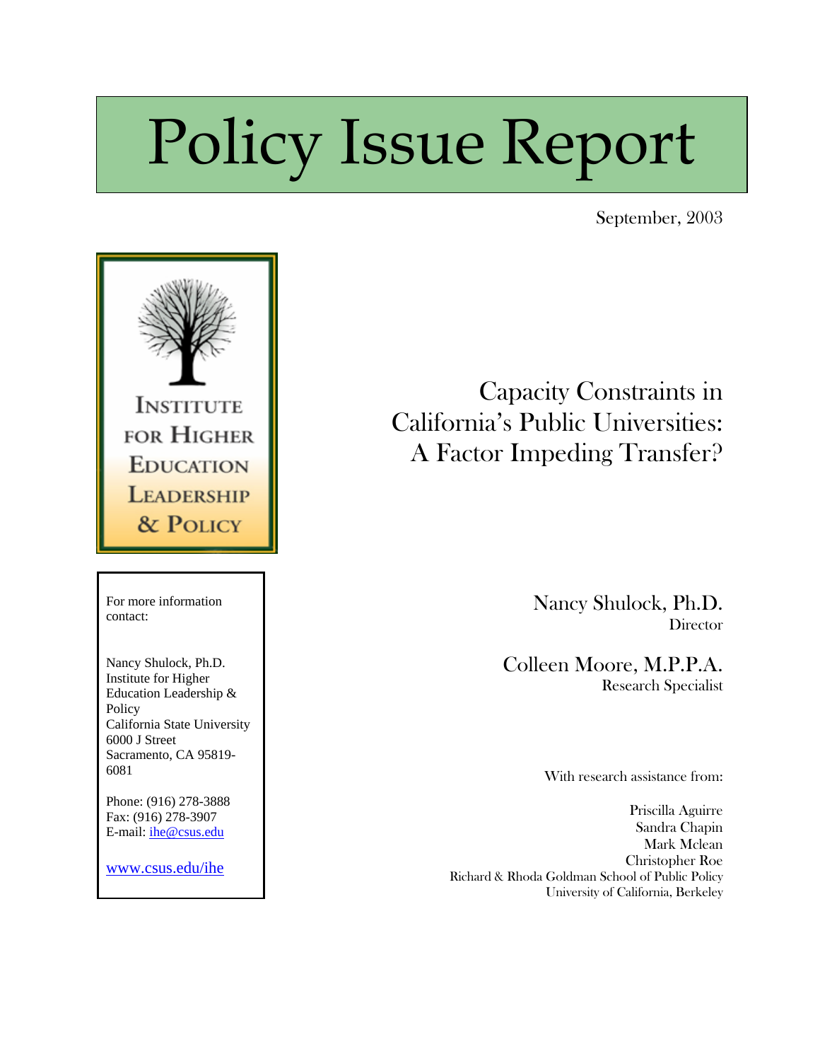# Policy Issue Report

September, 2003

INSTITUTE FOR HIGHER EDUCATION LEADERSHIP & POLICY

## Capacity Constraints in California's Public Universities: A Factor Impeding Transfer?

Nancy Shulock, Ph.D.
Director

Colleen Moore, M.P.P.A.
Research Specialist

With research assistance from:

Priscilla Aguirre
Sandra Chapin
Mark Mclean
Christopher Roe
Richard & Rhoda Goldman School of Public Policy
University of California, Berkeley

For more information contact:

Nancy Shulock, Ph.D.
Institute for Higher Education Leadership & Policy
California State University
6000 J Street
Sacramento, CA 95819-6081

Phone: (916) 278-3888
Fax: (916) 278-3907
E-mail: ihe@csus.edu

www.csus.edu/ihe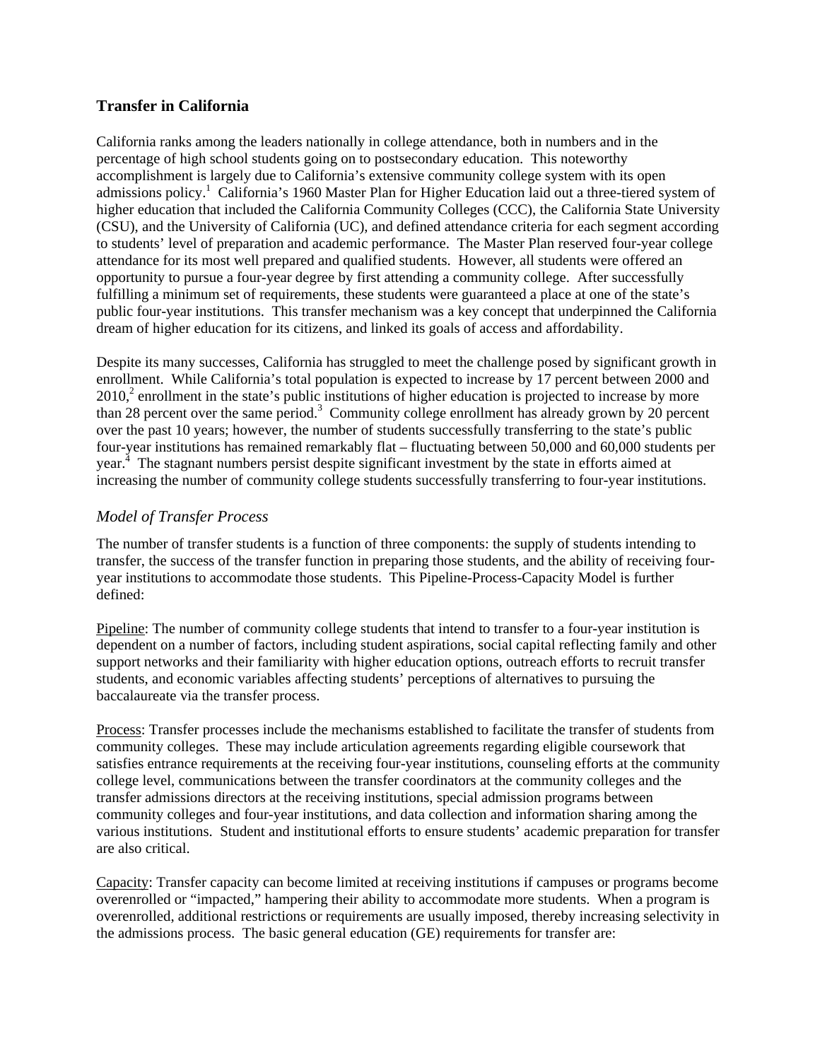## Transfer in California

California ranks among the leaders nationally in college attendance, both in numbers and in the percentage of high school students going on to postsecondary education. This noteworthy accomplishment is largely due to California's extensive community college system with its open admissions policy.[1] California's 1960 Master Plan for Higher Education laid out a three-tiered system of higher education that included the California Community Colleges (CCC), the California State University (CSU), and the University of California (UC), and defined attendance criteria for each segment according to students' level of preparation and academic performance. The Master Plan reserved four-year college attendance for its most well prepared and qualified students. However, all students were offered an opportunity to pursue a four-year degree by first attending a community college. After successfully fulfilling a minimum set of requirements, these students were guaranteed a place at one of the state's public four-year institutions. This transfer mechanism was a key concept that underpinned the California dream of higher education for its citizens, and linked its goals of access and affordability.

Despite its many successes, California has struggled to meet the challenge posed by significant growth in enrollment. While California's total population is expected to increase by 17 percent between 2000 and 2010,[2] enrollment in the state's public institutions of higher education is projected to increase by more than 28 percent over the same period.[3] Community college enrollment has already grown by 20 percent over the past 10 years; however, the number of students successfully transferring to the state's public four-year institutions has remained remarkably flat – fluctuating between 50,000 and 60,000 students per year.[4] The stagnant numbers persist despite significant investment by the state in efforts aimed at increasing the number of community college students successfully transferring to four-year institutions.

### *Model of Transfer Process*

The number of transfer students is a function of three components: the supply of students intending to transfer, the success of the transfer function in preparing those students, and the ability of receiving four-year institutions to accommodate those students. This Pipeline-Process-Capacity Model is further defined:

Pipeline: The number of community college students that intend to transfer to a four-year institution is dependent on a number of factors, including student aspirations, social capital reflecting family and other support networks and their familiarity with higher education options, outreach efforts to recruit transfer students, and economic variables affecting students' perceptions of alternatives to pursuing the baccalaureate via the transfer process.

Process: Transfer processes include the mechanisms established to facilitate the transfer of students from community colleges. These may include articulation agreements regarding eligible coursework that satisfies entrance requirements at the receiving four-year institutions, counseling efforts at the community college level, communications between the transfer coordinators at the community colleges and the transfer admissions directors at the receiving institutions, special admission programs between community colleges and four-year institutions, and data collection and information sharing among the various institutions. Student and institutional efforts to ensure students' academic preparation for transfer are also critical.

Capacity: Transfer capacity can become limited at receiving institutions if campuses or programs become overenrolled or "impacted," hampering their ability to accommodate more students. When a program is overenrolled, additional restrictions or requirements are usually imposed, thereby increasing selectivity in the admissions process. The basic general education (GE) requirements for transfer are: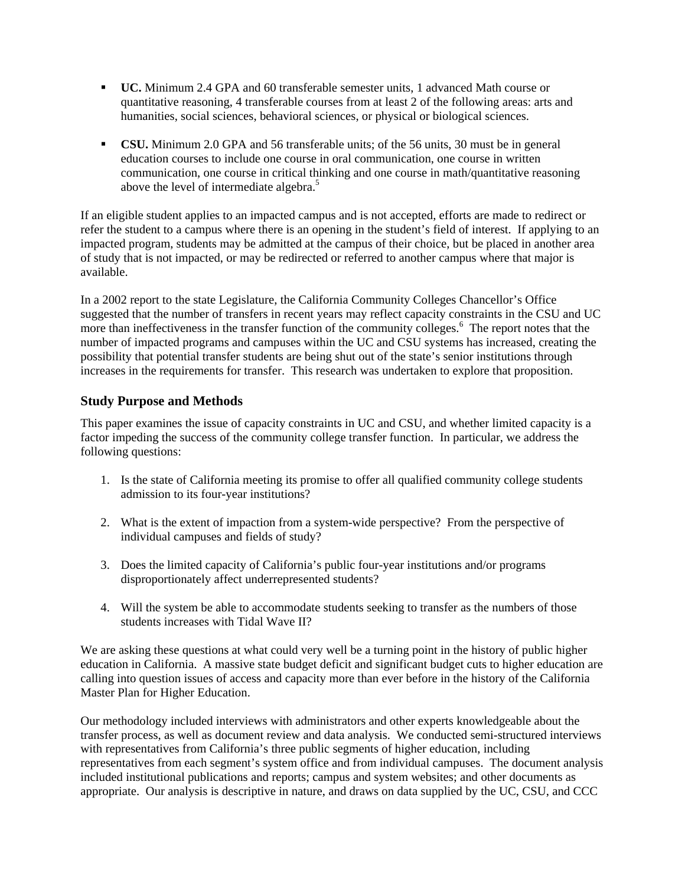- **UC.** Minimum 2.4 GPA and 60 transferable semester units, 1 advanced Math course or quantitative reasoning, 4 transferable courses from at least 2 of the following areas: arts and humanities, social sciences, behavioral sciences, or physical or biological sciences.

- **CSU.** Minimum 2.0 GPA and 56 transferable units; of the 56 units, 30 must be in general education courses to include one course in oral communication, one course in written communication, one course in critical thinking and one course in math/quantitative reasoning above the level of intermediate algebra.[5]

If an eligible student applies to an impacted campus and is not accepted, efforts are made to redirect or refer the student to a campus where there is an opening in the student's field of interest. If applying to an impacted program, students may be admitted at the campus of their choice, but be placed in another area of study that is not impacted, or may be redirected or referred to another campus where that major is available.

In a 2002 report to the state Legislature, the California Community Colleges Chancellor's Office suggested that the number of transfers in recent years may reflect capacity constraints in the CSU and UC more than ineffectiveness in the transfer function of the community colleges.[6] The report notes that the number of impacted programs and campuses within the UC and CSU systems has increased, creating the possibility that potential transfer students are being shut out of the state's senior institutions through increases in the requirements for transfer. This research was undertaken to explore that proposition.

## Study Purpose and Methods

This paper examines the issue of capacity constraints in UC and CSU, and whether limited capacity is a factor impeding the success of the community college transfer function. In particular, we address the following questions:

1. Is the state of California meeting its promise to offer all qualified community college students admission to its four-year institutions?

2. What is the extent of impaction from a system-wide perspective? From the perspective of individual campuses and fields of study?

3. Does the limited capacity of California's public four-year institutions and/or programs disproportionately affect underrepresented students?

4. Will the system be able to accommodate students seeking to transfer as the numbers of those students increases with Tidal Wave II?

We are asking these questions at what could very well be a turning point in the history of public higher education in California. A massive state budget deficit and significant budget cuts to higher education are calling into question issues of access and capacity more than ever before in the history of the California Master Plan for Higher Education.

Our methodology included interviews with administrators and other experts knowledgeable about the transfer process, as well as document review and data analysis. We conducted semi-structured interviews with representatives from California's three public segments of higher education, including representatives from each segment's system office and from individual campuses. The document analysis included institutional publications and reports; campus and system websites; and other documents as appropriate. Our analysis is descriptive in nature, and draws on data supplied by the UC, CSU, and CCC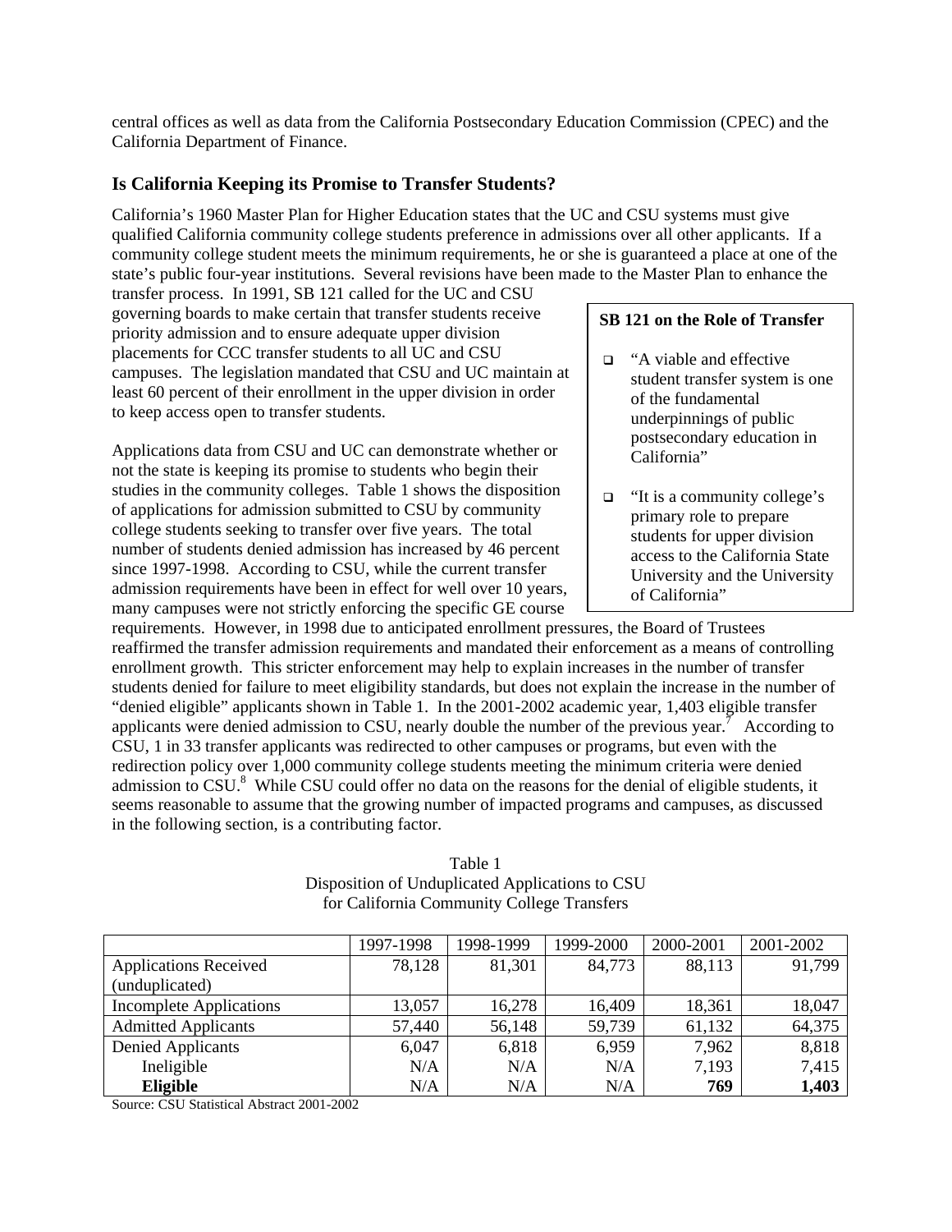central offices as well as data from the California Postsecondary Education Commission (CPEC) and the California Department of Finance.

## Is California Keeping its Promise to Transfer Students?

California's 1960 Master Plan for Higher Education states that the UC and CSU systems must give qualified California community college students preference in admissions over all other applicants. If a community college student meets the minimum requirements, he or she is guaranteed a place at one of the state's public four-year institutions. Several revisions have been made to the Master Plan to enhance the transfer process. In 1991, SB 121 called for the UC and CSU governing boards to make certain that transfer students receive priority admission and to ensure adequate upper division placements for CCC transfer students to all UC and CSU campuses. The legislation mandated that CSU and UC maintain at least 60 percent of their enrollment in the upper division in order to keep access open to transfer students.

> **SB 121 on the Role of Transfer**
>
> - "A viable and effective student transfer system is one of the fundamental underpinnings of public postsecondary education in California"
> - "It is a community college's primary role to prepare students for upper division access to the California State University and the University of California"

Applications data from CSU and UC can demonstrate whether or not the state is keeping its promise to students who begin their studies in the community colleges. Table 1 shows the disposition of applications for admission submitted to CSU by community college students seeking to transfer over five years. The total number of students denied admission has increased by 46 percent since 1997-1998. According to CSU, while the current transfer admission requirements have been in effect for well over 10 years, many campuses were not strictly enforcing the specific GE course requirements. However, in 1998 due to anticipated enrollment pressures, the Board of Trustees reaffirmed the transfer admission requirements and mandated their enforcement as a means of controlling enrollment growth. This stricter enforcement may help to explain increases in the number of transfer students denied for failure to meet eligibility standards, but does not explain the increase in the number of "denied eligible" applicants shown in Table 1. In the 2001-2002 academic year, 1,403 eligible transfer applicants were denied admission to CSU, nearly double the number of the previous year.[7] According to CSU, 1 in 33 transfer applicants was redirected to other campuses or programs, but even with the redirection policy over 1,000 community college students meeting the minimum criteria were denied admission to CSU.[8] While CSU could offer no data on the reasons for the denial of eligible students, it seems reasonable to assume that the growing number of impacted programs and campuses, as discussed in the following section, is a contributing factor.

Table 1
Disposition of Unduplicated Applications to CSU
for California Community College Transfers

| | 1997-1998 | 1998-1999 | 1999-2000 | 2000-2001 | 2001-2002 |
|---|---|---|---|---|---|
| Applications Received (unduplicated) | 78,128 | 81,301 | 84,773 | 88,113 | 91,799 |
| Incomplete Applications | 13,057 | 16,278 | 16,409 | 18,361 | 18,047 |
| Admitted Applicants | 57,440 | 56,148 | 59,739 | 61,132 | 64,375 |
| Denied Applicants | 6,047 | 6,818 | 6,959 | 7,962 | 8,818 |
| Ineligible | N/A | N/A | N/A | 7,193 | 7,415 |
| **Eligible** | N/A | N/A | N/A | **769** | **1,403** |

Source: CSU Statistical Abstract 2001-2002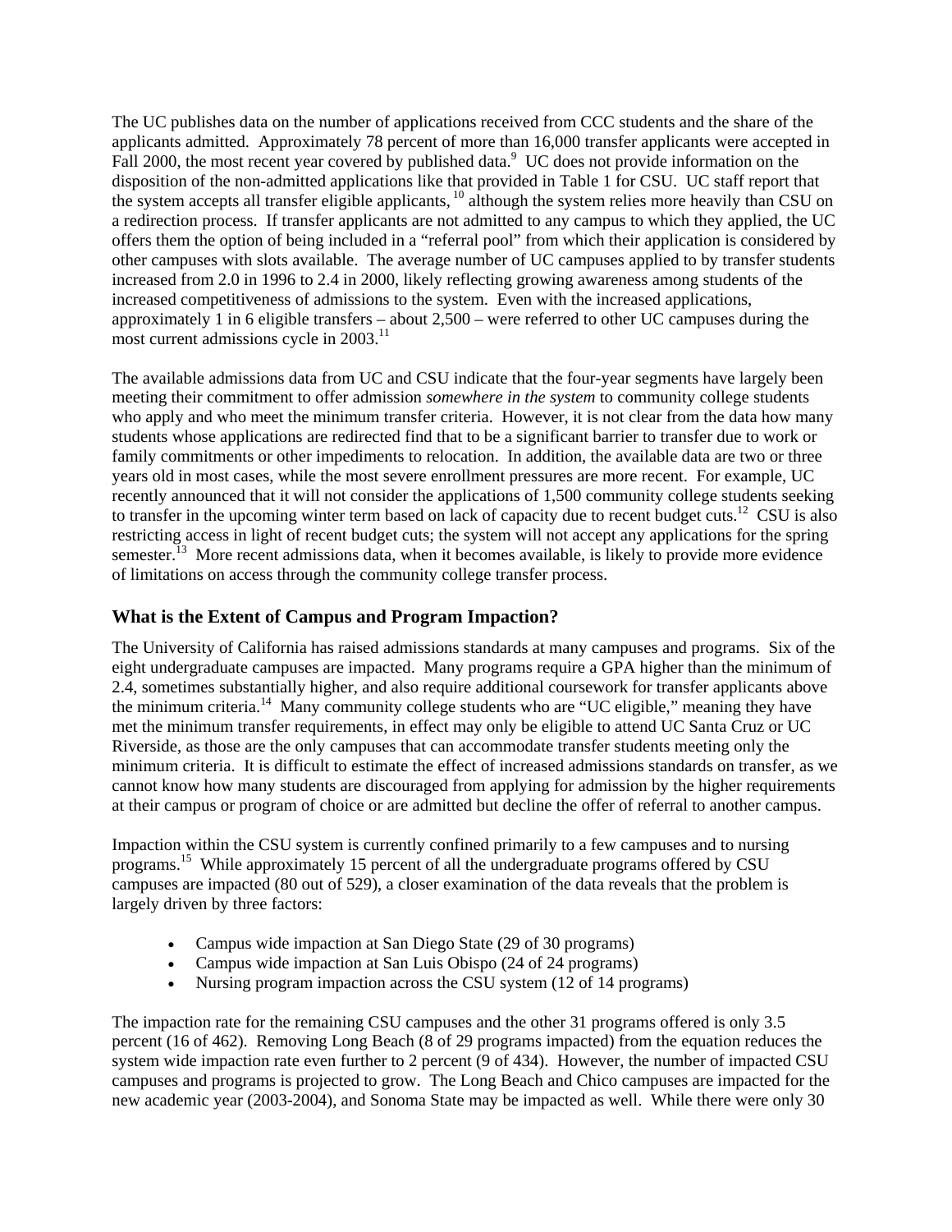The UC publishes data on the number of applications received from CCC students and the share of the applicants admitted. Approximately 78 percent of more than 16,000 transfer applicants were accepted in Fall 2000, the most recent year covered by published data.[9] UC does not provide information on the disposition of the non-admitted applications like that provided in Table 1 for CSU. UC staff report that the system accepts all transfer eligible applicants, [10] although the system relies more heavily than CSU on a redirection process. If transfer applicants are not admitted to any campus to which they applied, the UC offers them the option of being included in a "referral pool" from which their application is considered by other campuses with slots available. The average number of UC campuses applied to by transfer students increased from 2.0 in 1996 to 2.4 in 2000, likely reflecting growing awareness among students of the increased competitiveness of admissions to the system. Even with the increased applications, approximately 1 in 6 eligible transfers – about 2,500 – were referred to other UC campuses during the most current admissions cycle in 2003.[11]

The available admissions data from UC and CSU indicate that the four-year segments have largely been meeting their commitment to offer admission *somewhere in the system* to community college students who apply and who meet the minimum transfer criteria. However, it is not clear from the data how many students whose applications are redirected find that to be a significant barrier to transfer due to work or family commitments or other impediments to relocation. In addition, the available data are two or three years old in most cases, while the most severe enrollment pressures are more recent. For example, UC recently announced that it will not consider the applications of 1,500 community college students seeking to transfer in the upcoming winter term based on lack of capacity due to recent budget cuts.[12] CSU is also restricting access in light of recent budget cuts; the system will not accept any applications for the spring semester.[13] More recent admissions data, when it becomes available, is likely to provide more evidence of limitations on access through the community college transfer process.

## What is the Extent of Campus and Program Impaction?

The University of California has raised admissions standards at many campuses and programs. Six of the eight undergraduate campuses are impacted. Many programs require a GPA higher than the minimum of 2.4, sometimes substantially higher, and also require additional coursework for transfer applicants above the minimum criteria.[14] Many community college students who are "UC eligible," meaning they have met the minimum transfer requirements, in effect may only be eligible to attend UC Santa Cruz or UC Riverside, as those are the only campuses that can accommodate transfer students meeting only the minimum criteria. It is difficult to estimate the effect of increased admissions standards on transfer, as we cannot know how many students are discouraged from applying for admission by the higher requirements at their campus or program of choice or are admitted but decline the offer of referral to another campus.

Impaction within the CSU system is currently confined primarily to a few campuses and to nursing programs.[15] While approximately 15 percent of all the undergraduate programs offered by CSU campuses are impacted (80 out of 529), a closer examination of the data reveals that the problem is largely driven by three factors:

- Campus wide impaction at San Diego State (29 of 30 programs)
- Campus wide impaction at San Luis Obispo (24 of 24 programs)
- Nursing program impaction across the CSU system (12 of 14 programs)

The impaction rate for the remaining CSU campuses and the other 31 programs offered is only 3.5 percent (16 of 462). Removing Long Beach (8 of 29 programs impacted) from the equation reduces the system wide impaction rate even further to 2 percent (9 of 434). However, the number of impacted CSU campuses and programs is projected to grow. The Long Beach and Chico campuses are impacted for the new academic year (2003-2004), and Sonoma State may be impacted as well. While there were only 30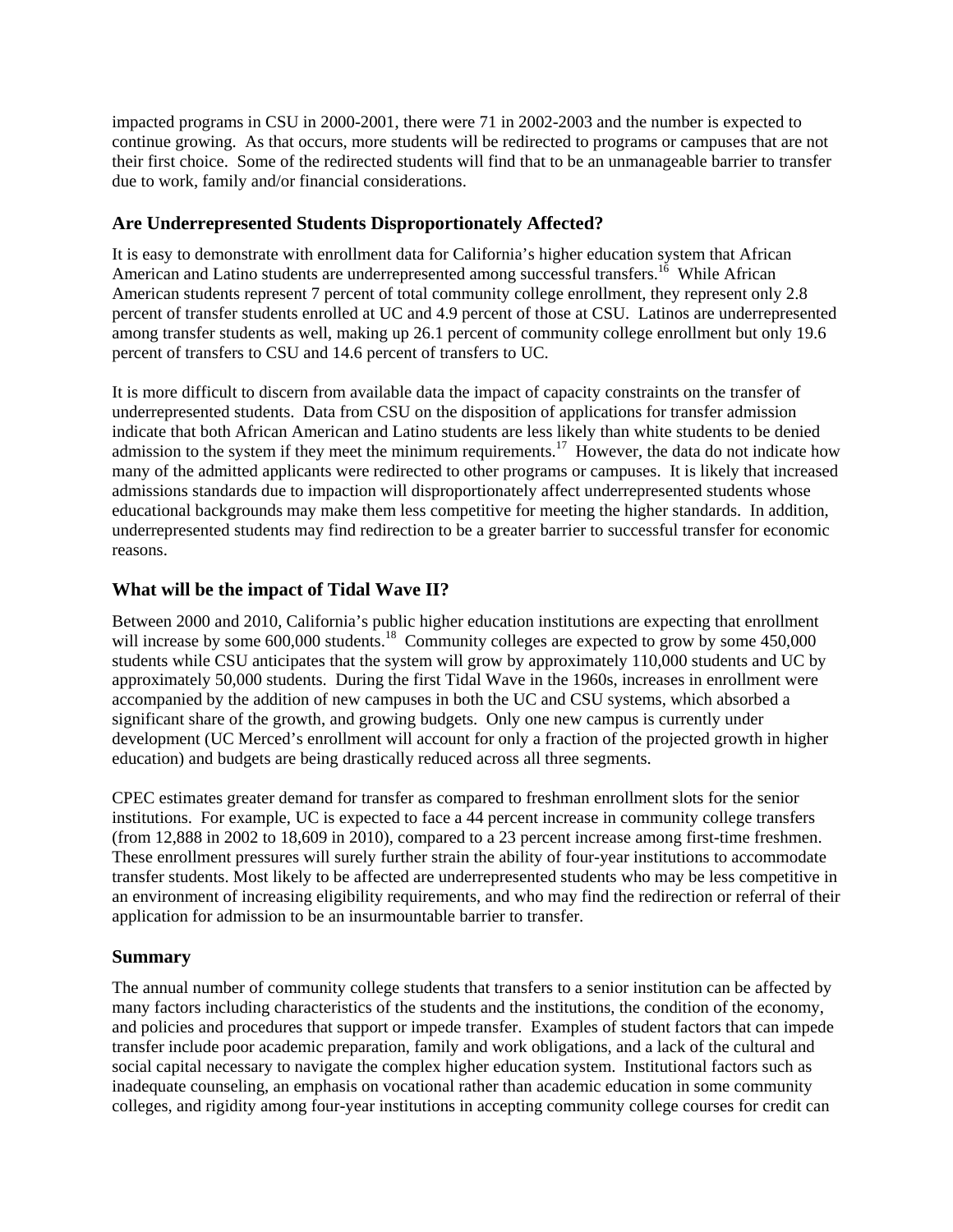impacted programs in CSU in 2000-2001, there were 71 in 2002-2003 and the number is expected to continue growing. As that occurs, more students will be redirected to programs or campuses that are not their first choice. Some of the redirected students will find that to be an unmanageable barrier to transfer due to work, family and/or financial considerations.

### Are Underrepresented Students Disproportionately Affected?

It is easy to demonstrate with enrollment data for California's higher education system that African American and Latino students are underrepresented among successful transfers.[16] While African American students represent 7 percent of total community college enrollment, they represent only 2.8 percent of transfer students enrolled at UC and 4.9 percent of those at CSU. Latinos are underrepresented among transfer students as well, making up 26.1 percent of community college enrollment but only 19.6 percent of transfers to CSU and 14.6 percent of transfers to UC.

It is more difficult to discern from available data the impact of capacity constraints on the transfer of underrepresented students. Data from CSU on the disposition of applications for transfer admission indicate that both African American and Latino students are less likely than white students to be denied admission to the system if they meet the minimum requirements.[17] However, the data do not indicate how many of the admitted applicants were redirected to other programs or campuses. It is likely that increased admissions standards due to impaction will disproportionately affect underrepresented students whose educational backgrounds may make them less competitive for meeting the higher standards. In addition, underrepresented students may find redirection to be a greater barrier to successful transfer for economic reasons.

### What will be the impact of Tidal Wave II?

Between 2000 and 2010, California's public higher education institutions are expecting that enrollment will increase by some 600,000 students.[18] Community colleges are expected to grow by some 450,000 students while CSU anticipates that the system will grow by approximately 110,000 students and UC by approximately 50,000 students. During the first Tidal Wave in the 1960s, increases in enrollment were accompanied by the addition of new campuses in both the UC and CSU systems, which absorbed a significant share of the growth, and growing budgets. Only one new campus is currently under development (UC Merced's enrollment will account for only a fraction of the projected growth in higher education) and budgets are being drastically reduced across all three segments.

CPEC estimates greater demand for transfer as compared to freshman enrollment slots for the senior institutions. For example, UC is expected to face a 44 percent increase in community college transfers (from 12,888 in 2002 to 18,609 in 2010), compared to a 23 percent increase among first-time freshmen. These enrollment pressures will surely further strain the ability of four-year institutions to accommodate transfer students. Most likely to be affected are underrepresented students who may be less competitive in an environment of increasing eligibility requirements, and who may find the redirection or referral of their application for admission to be an insurmountable barrier to transfer.

### Summary

The annual number of community college students that transfers to a senior institution can be affected by many factors including characteristics of the students and the institutions, the condition of the economy, and policies and procedures that support or impede transfer. Examples of student factors that can impede transfer include poor academic preparation, family and work obligations, and a lack of the cultural and social capital necessary to navigate the complex higher education system. Institutional factors such as inadequate counseling, an emphasis on vocational rather than academic education in some community colleges, and rigidity among four-year institutions in accepting community college courses for credit can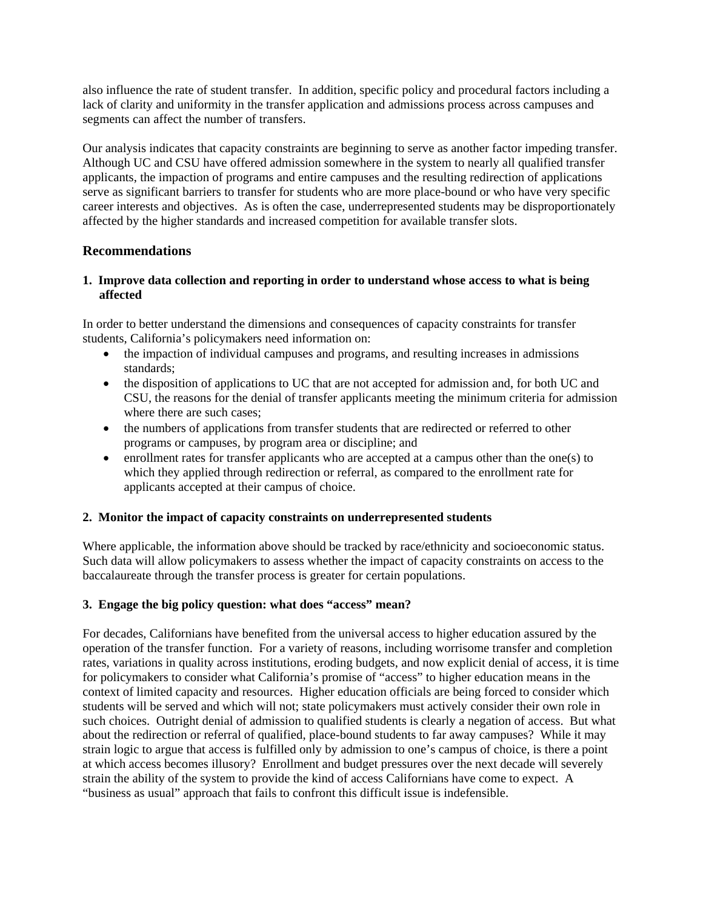also influence the rate of student transfer. In addition, specific policy and procedural factors including a lack of clarity and uniformity in the transfer application and admissions process across campuses and segments can affect the number of transfers.

Our analysis indicates that capacity constraints are beginning to serve as another factor impeding transfer. Although UC and CSU have offered admission somewhere in the system to nearly all qualified transfer applicants, the impaction of programs and entire campuses and the resulting redirection of applications serve as significant barriers to transfer for students who are more place-bound or who have very specific career interests and objectives. As is often the case, underrepresented students may be disproportionately affected by the higher standards and increased competition for available transfer slots.

## Recommendations

### 1. Improve data collection and reporting in order to understand whose access to what is being affected

In order to better understand the dimensions and consequences of capacity constraints for transfer students, California's policymakers need information on:

- the impaction of individual campuses and programs, and resulting increases in admissions standards;
- the disposition of applications to UC that are not accepted for admission and, for both UC and CSU, the reasons for the denial of transfer applicants meeting the minimum criteria for admission where there are such cases;
- the numbers of applications from transfer students that are redirected or referred to other programs or campuses, by program area or discipline; and
- enrollment rates for transfer applicants who are accepted at a campus other than the one(s) to which they applied through redirection or referral, as compared to the enrollment rate for applicants accepted at their campus of choice.

### 2. Monitor the impact of capacity constraints on underrepresented students

Where applicable, the information above should be tracked by race/ethnicity and socioeconomic status. Such data will allow policymakers to assess whether the impact of capacity constraints on access to the baccalaureate through the transfer process is greater for certain populations.

### 3. Engage the big policy question: what does "access" mean?

For decades, Californians have benefited from the universal access to higher education assured by the operation of the transfer function. For a variety of reasons, including worrisome transfer and completion rates, variations in quality across institutions, eroding budgets, and now explicit denial of access, it is time for policymakers to consider what California's promise of "access" to higher education means in the context of limited capacity and resources. Higher education officials are being forced to consider which students will be served and which will not; state policymakers must actively consider their own role in such choices. Outright denial of admission to qualified students is clearly a negation of access. But what about the redirection or referral of qualified, place-bound students to far away campuses? While it may strain logic to argue that access is fulfilled only by admission to one's campus of choice, is there a point at which access becomes illusory? Enrollment and budget pressures over the next decade will severely strain the ability of the system to provide the kind of access Californians have come to expect. A "business as usual" approach that fails to confront this difficult issue is indefensible.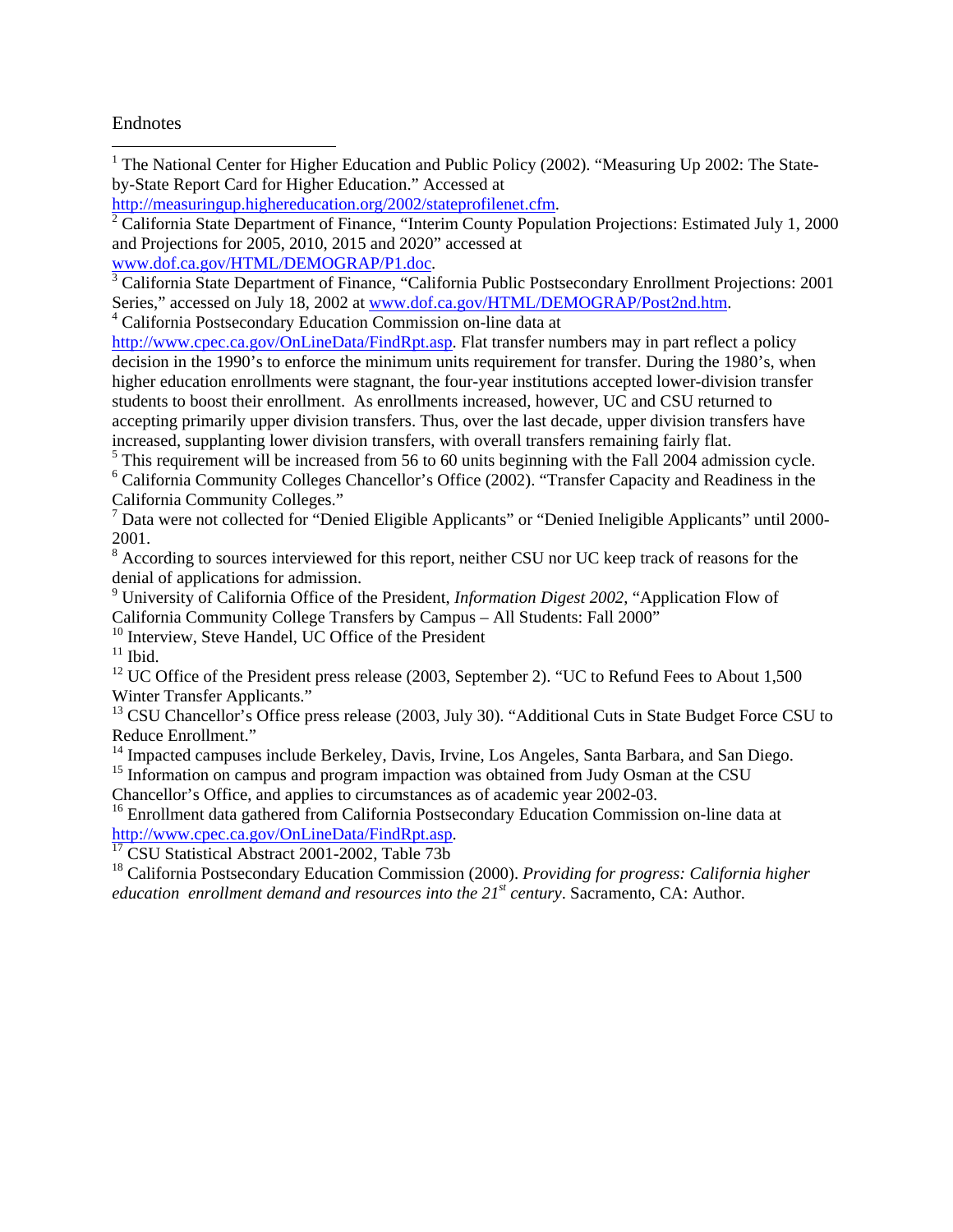Endnotes

[1] The National Center for Higher Education and Public Policy (2002). "Measuring Up 2002: The State-by-State Report Card for Higher Education." Accessed at http://measuringup.highereducation.org/2002/stateprofilenet.cfm.

[2] California State Department of Finance, "Interim County Population Projections: Estimated July 1, 2000 and Projections for 2005, 2010, 2015 and 2020" accessed at www.dof.ca.gov/HTML/DEMOGRAP/P1.doc.

[3] California State Department of Finance, "California Public Postsecondary Enrollment Projections: 2001 Series," accessed on July 18, 2002 at www.dof.ca.gov/HTML/DEMOGRAP/Post2nd.htm.

[4] California Postsecondary Education Commission on-line data at http://www.cpec.ca.gov/OnLineData/FindRpt.asp. Flat transfer numbers may in part reflect a policy decision in the 1990's to enforce the minimum units requirement for transfer. During the 1980's, when higher education enrollments were stagnant, the four-year institutions accepted lower-division transfer students to boost their enrollment. As enrollments increased, however, UC and CSU returned to accepting primarily upper division transfers. Thus, over the last decade, upper division transfers have increased, supplanting lower division transfers, with overall transfers remaining fairly flat.

[5] This requirement will be increased from 56 to 60 units beginning with the Fall 2004 admission cycle.

[6] California Community Colleges Chancellor's Office (2002). "Transfer Capacity and Readiness in the California Community Colleges."

[7] Data were not collected for "Denied Eligible Applicants" or "Denied Ineligible Applicants" until 2000-2001.

[8] According to sources interviewed for this report, neither CSU nor UC keep track of reasons for the denial of applications for admission.

[9] University of California Office of the President, *Information Digest 2002*, "Application Flow of California Community College Transfers by Campus – All Students: Fall 2000"

[10] Interview, Steve Handel, UC Office of the President

[11] Ibid.

[12] UC Office of the President press release (2003, September 2). "UC to Refund Fees to About 1,500 Winter Transfer Applicants."

[13] CSU Chancellor's Office press release (2003, July 30). "Additional Cuts in State Budget Force CSU to Reduce Enrollment."

[14] Impacted campuses include Berkeley, Davis, Irvine, Los Angeles, Santa Barbara, and San Diego.

[15] Information on campus and program impaction was obtained from Judy Osman at the CSU Chancellor's Office, and applies to circumstances as of academic year 2002-03.

[16] Enrollment data gathered from California Postsecondary Education Commission on-line data at http://www.cpec.ca.gov/OnLineData/FindRpt.asp.

[17] CSU Statistical Abstract 2001-2002, Table 73b

[18] California Postsecondary Education Commission (2000). *Providing for progress: California higher education enrollment demand and resources into the 21st century*. Sacramento, CA: Author.